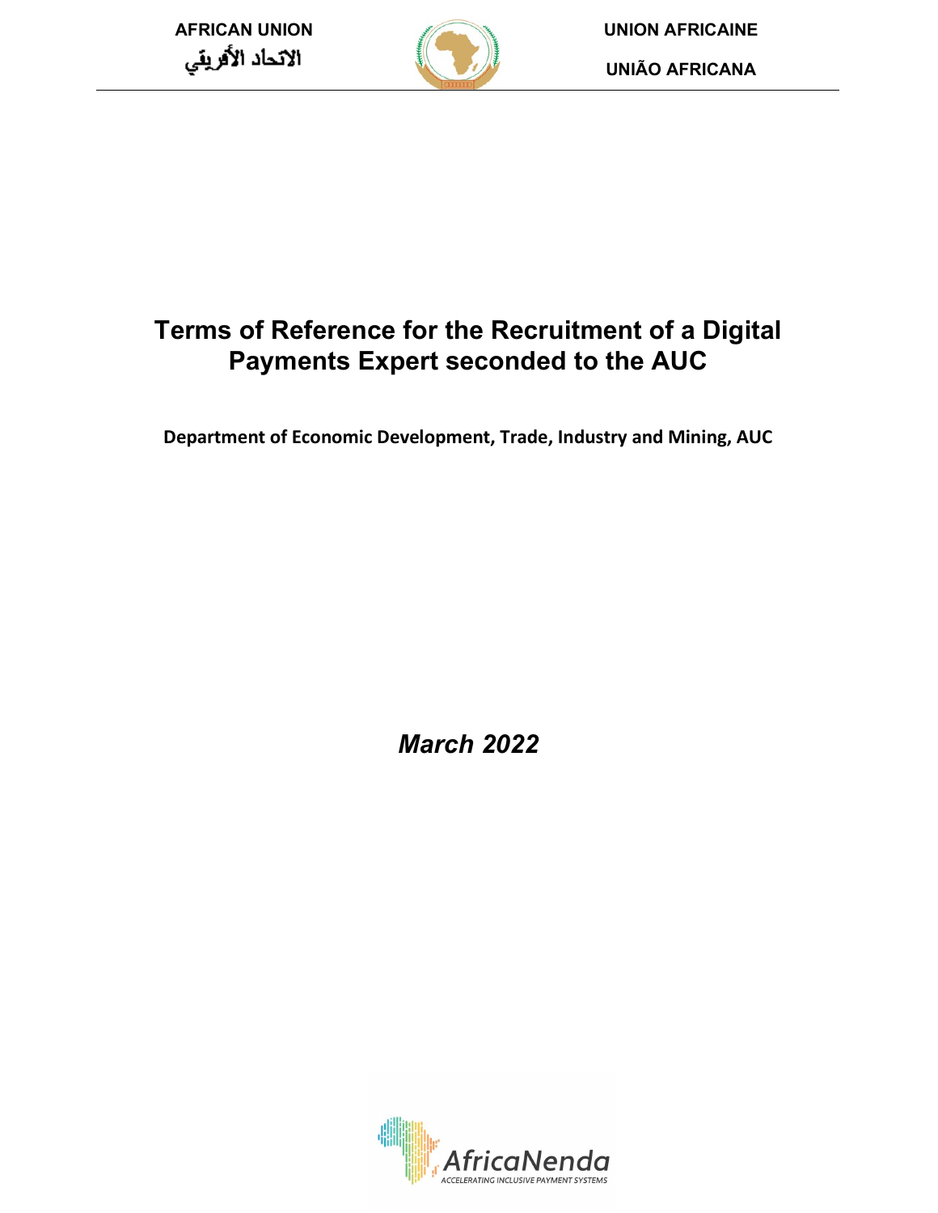AFRICAN UNION
الاتحاد الأفريقي

UNION AFRICAINE

UNIÃO AFRICANA

# Terms of Reference for the Recruitment of a Digital Payments Expert seconded to the AUC

**Department of Economic Development, Trade, Industry and Mining, AUC**

*March 2022*

AfricaNenda
ACCELERATING INCLUSIVE PAYMENT SYSTEMS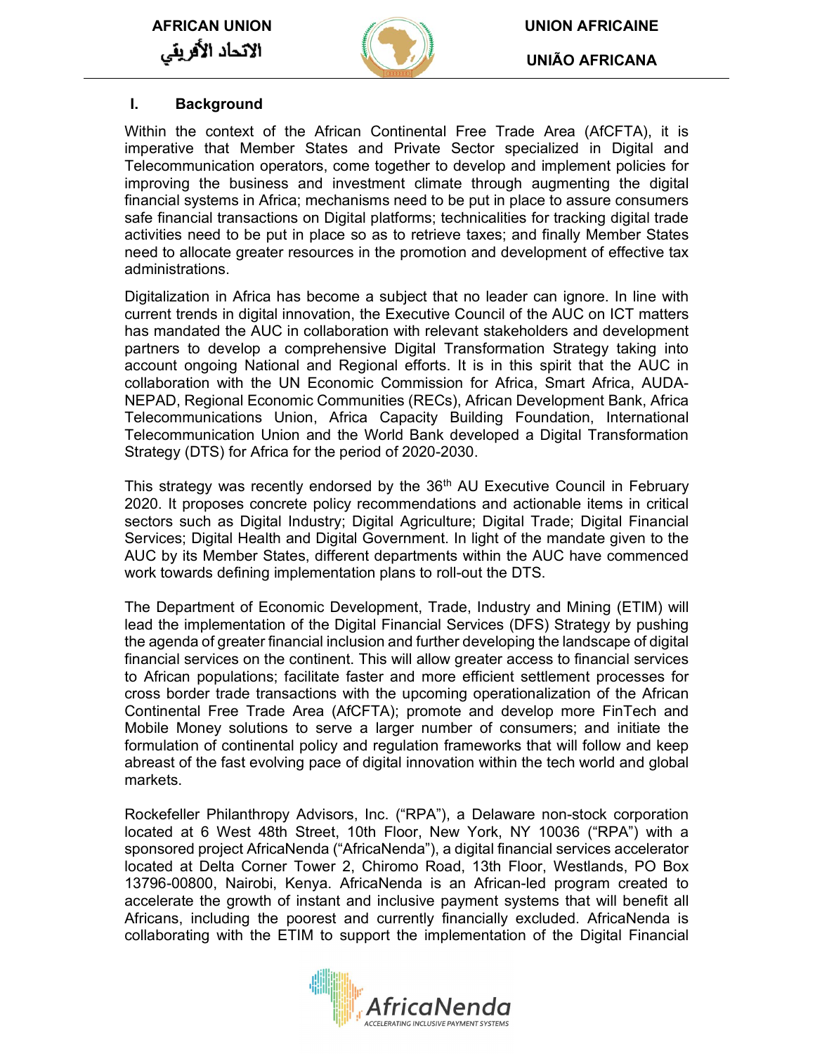## I. Background

Within the context of the African Continental Free Trade Area (AfCFTA), it is imperative that Member States and Private Sector specialized in Digital and Telecommunication operators, come together to develop and implement policies for improving the business and investment climate through augmenting the digital financial systems in Africa; mechanisms need to be put in place to assure consumers safe financial transactions on Digital platforms; technicalities for tracking digital trade activities need to be put in place so as to retrieve taxes; and finally Member States need to allocate greater resources in the promotion and development of effective tax administrations.

Digitalization in Africa has become a subject that no leader can ignore. In line with current trends in digital innovation, the Executive Council of the AUC on ICT matters has mandated the AUC in collaboration with relevant stakeholders and development partners to develop a comprehensive Digital Transformation Strategy taking into account ongoing National and Regional efforts. It is in this spirit that the AUC in collaboration with the UN Economic Commission for Africa, Smart Africa, AUDA-NEPAD, Regional Economic Communities (RECs), African Development Bank, Africa Telecommunications Union, Africa Capacity Building Foundation, International Telecommunication Union and the World Bank developed a Digital Transformation Strategy (DTS) for Africa for the period of 2020-2030.

This strategy was recently endorsed by the 36th AU Executive Council in February 2020. It proposes concrete policy recommendations and actionable items in critical sectors such as Digital Industry; Digital Agriculture; Digital Trade; Digital Financial Services; Digital Health and Digital Government. In light of the mandate given to the AUC by its Member States, different departments within the AUC have commenced work towards defining implementation plans to roll-out the DTS.

The Department of Economic Development, Trade, Industry and Mining (ETIM) will lead the implementation of the Digital Financial Services (DFS) Strategy by pushing the agenda of greater financial inclusion and further developing the landscape of digital financial services on the continent. This will allow greater access to financial services to African populations; facilitate faster and more efficient settlement processes for cross border trade transactions with the upcoming operationalization of the African Continental Free Trade Area (AfCFTA); promote and develop more FinTech and Mobile Money solutions to serve a larger number of consumers; and initiate the formulation of continental policy and regulation frameworks that will follow and keep abreast of the fast evolving pace of digital innovation within the tech world and global markets.

Rockefeller Philanthropy Advisors, Inc. ("RPA"), a Delaware non-stock corporation located at 6 West 48th Street, 10th Floor, New York, NY 10036 ("RPA") with a sponsored project AfricaNenda ("AfricaNenda"), a digital financial services accelerator located at Delta Corner Tower 2, Chiromo Road, 13th Floor, Westlands, PO Box 13796-00800, Nairobi, Kenya. AfricaNenda is an African-led program created to accelerate the growth of instant and inclusive payment systems that will benefit all Africans, including the poorest and currently financially excluded. AfricaNenda is collaborating with the ETIM to support the implementation of the Digital Financial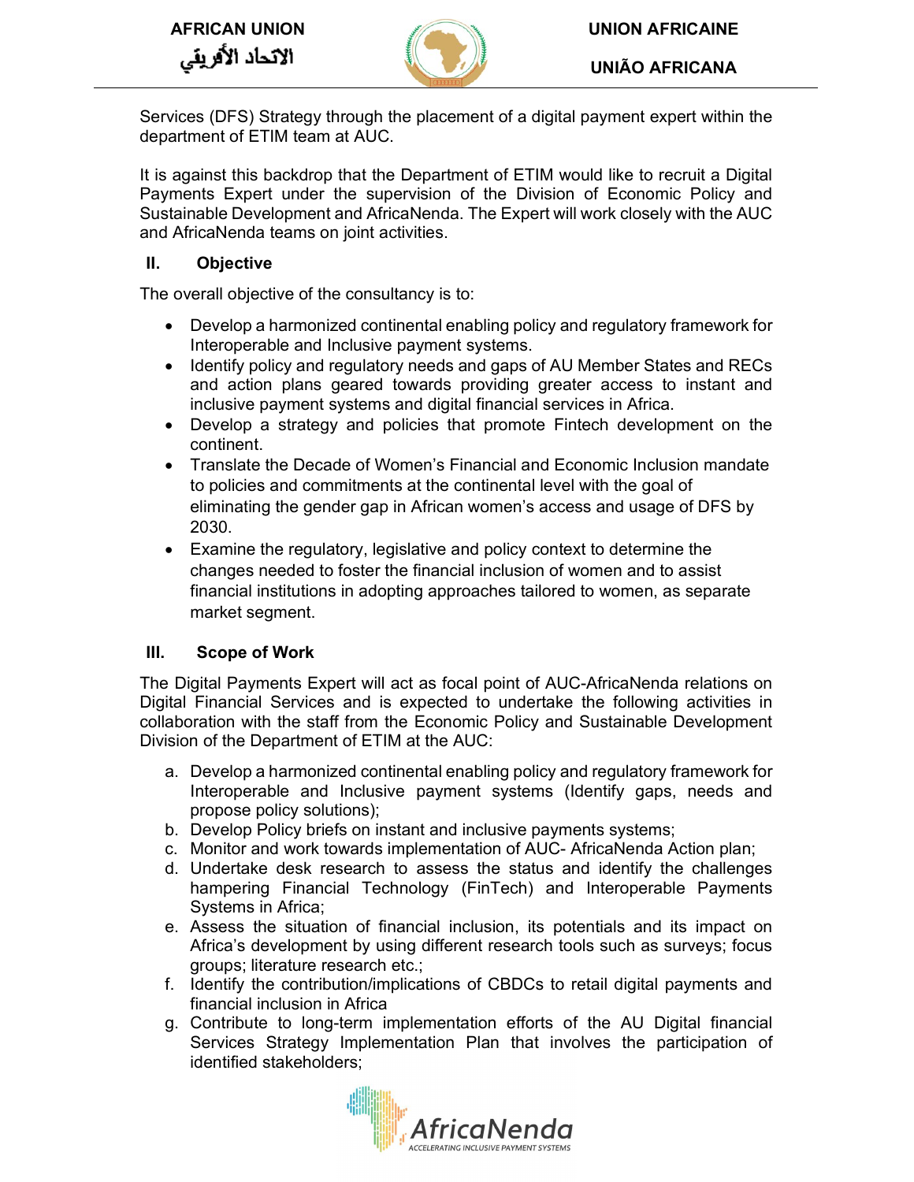Services (DFS) Strategy through the placement of a digital payment expert within the department of ETIM team at AUC.

It is against this backdrop that the Department of ETIM would like to recruit a Digital Payments Expert under the supervision of the Division of Economic Policy and Sustainable Development and AfricaNenda. The Expert will work closely with the AUC and AfricaNenda teams on joint activities.

## II. Objective

The overall objective of the consultancy is to:

- Develop a harmonized continental enabling policy and regulatory framework for Interoperable and Inclusive payment systems.
- Identify policy and regulatory needs and gaps of AU Member States and RECs and action plans geared towards providing greater access to instant and inclusive payment systems and digital financial services in Africa.
- Develop a strategy and policies that promote Fintech development on the continent.
- Translate the Decade of Women's Financial and Economic Inclusion mandate to policies and commitments at the continental level with the goal of eliminating the gender gap in African women's access and usage of DFS by 2030.
- Examine the regulatory, legislative and policy context to determine the changes needed to foster the financial inclusion of women and to assist financial institutions in adopting approaches tailored to women, as separate market segment.

## III. Scope of Work

The Digital Payments Expert will act as focal point of AUC-AfricaNenda relations on Digital Financial Services and is expected to undertake the following activities in collaboration with the staff from the Economic Policy and Sustainable Development Division of the Department of ETIM at the AUC:

a. Develop a harmonized continental enabling policy and regulatory framework for Interoperable and Inclusive payment systems (Identify gaps, needs and propose policy solutions);
b. Develop Policy briefs on instant and inclusive payments systems;
c. Monitor and work towards implementation of AUC- AfricaNenda Action plan;
d. Undertake desk research to assess the status and identify the challenges hampering Financial Technology (FinTech) and Interoperable Payments Systems in Africa;
e. Assess the situation of financial inclusion, its potentials and its impact on Africa's development by using different research tools such as surveys; focus groups; literature research etc.;
f. Identify the contribution/implications of CBDCs to retail digital payments and financial inclusion in Africa
g. Contribute to long-term implementation efforts of the AU Digital financial Services Strategy Implementation Plan that involves the participation of identified stakeholders;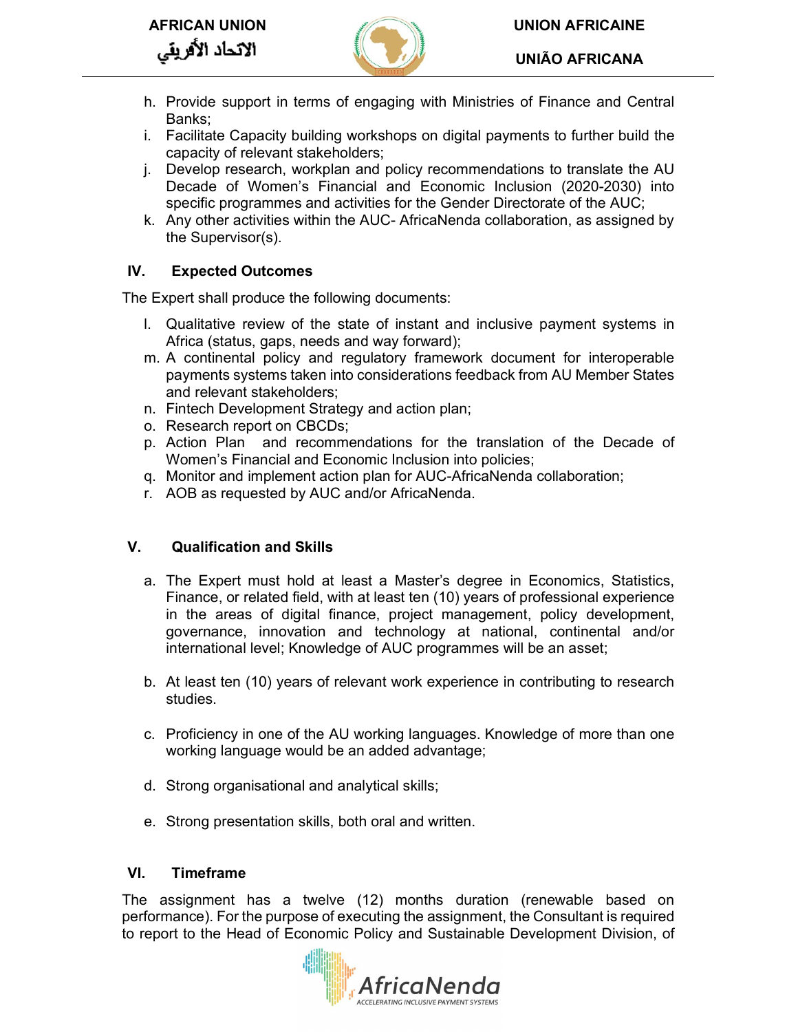h. Provide support in terms of engaging with Ministries of Finance and Central Banks;
i. Facilitate Capacity building workshops on digital payments to further build the capacity of relevant stakeholders;
j. Develop research, workplan and policy recommendations to translate the AU Decade of Women's Financial and Economic Inclusion (2020-2030) into specific programmes and activities for the Gender Directorate of the AUC;
k. Any other activities within the AUC- AfricaNenda collaboration, as assigned by the Supervisor(s).

## IV. Expected Outcomes

The Expert shall produce the following documents:

l. Qualitative review of the state of instant and inclusive payment systems in Africa (status, gaps, needs and way forward);
m. A continental policy and regulatory framework document for interoperable payments systems taken into considerations feedback from AU Member States and relevant stakeholders;
n. Fintech Development Strategy and action plan;
o. Research report on CBCDs;
p. Action Plan and recommendations for the translation of the Decade of Women's Financial and Economic Inclusion into policies;
q. Monitor and implement action plan for AUC-AfricaNenda collaboration;
r. AOB as requested by AUC and/or AfricaNenda.

## V. Qualification and Skills

a. The Expert must hold at least a Master's degree in Economics, Statistics, Finance, or related field, with at least ten (10) years of professional experience in the areas of digital finance, project management, policy development, governance, innovation and technology at national, continental and/or international level; Knowledge of AUC programmes will be an asset;

b. At least ten (10) years of relevant work experience in contributing to research studies.

c. Proficiency in one of the AU working languages. Knowledge of more than one working language would be an added advantage;

d. Strong organisational and analytical skills;

e. Strong presentation skills, both oral and written.

## VI. Timeframe

The assignment has a twelve (12) months duration (renewable based on performance). For the purpose of executing the assignment, the Consultant is required to report to the Head of Economic Policy and Sustainable Development Division, of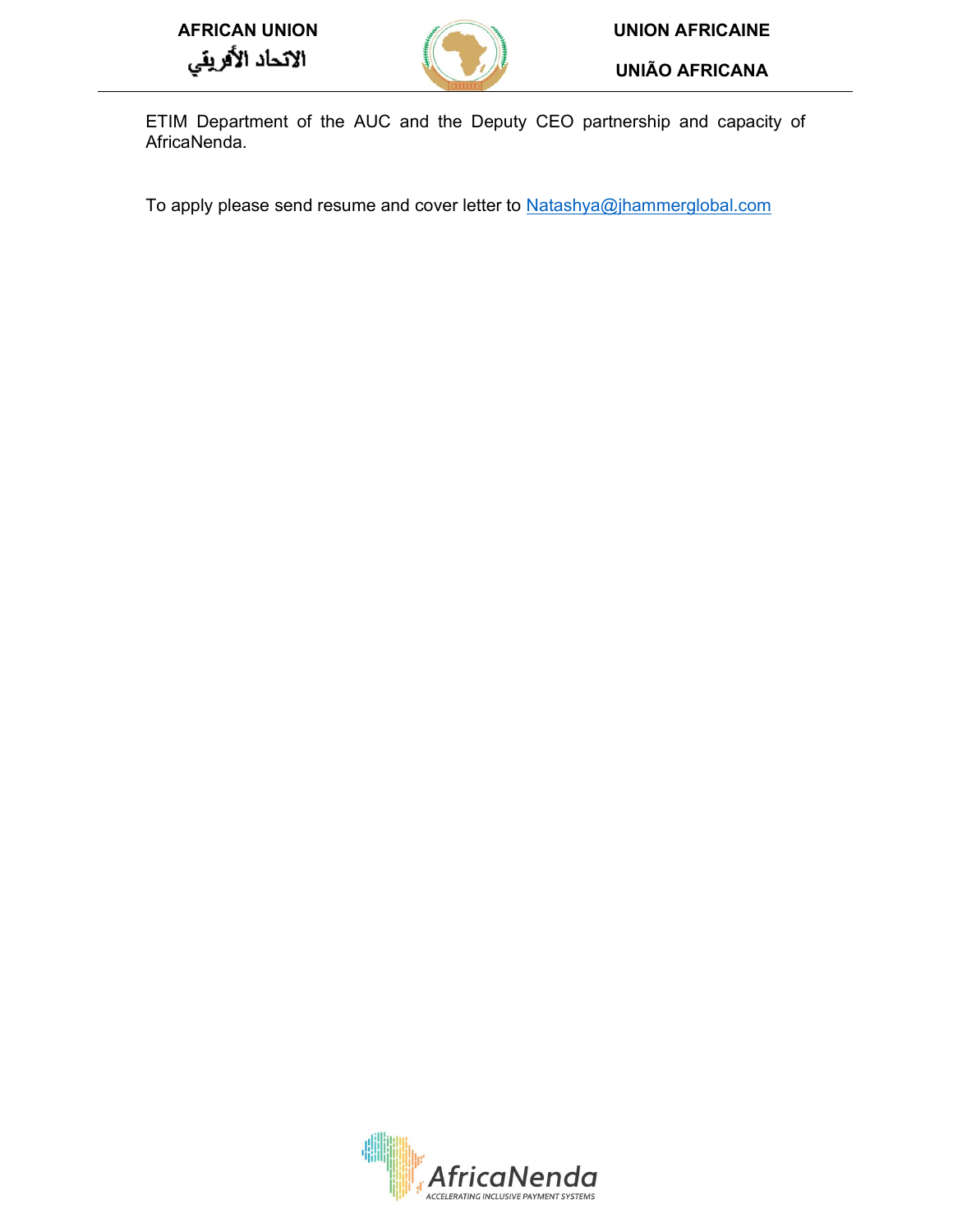ETIM Department of the AUC and the Deputy CEO partnership and capacity of AfricaNenda.

To apply please send resume and cover letter to Natashya@jhammerglobal.com